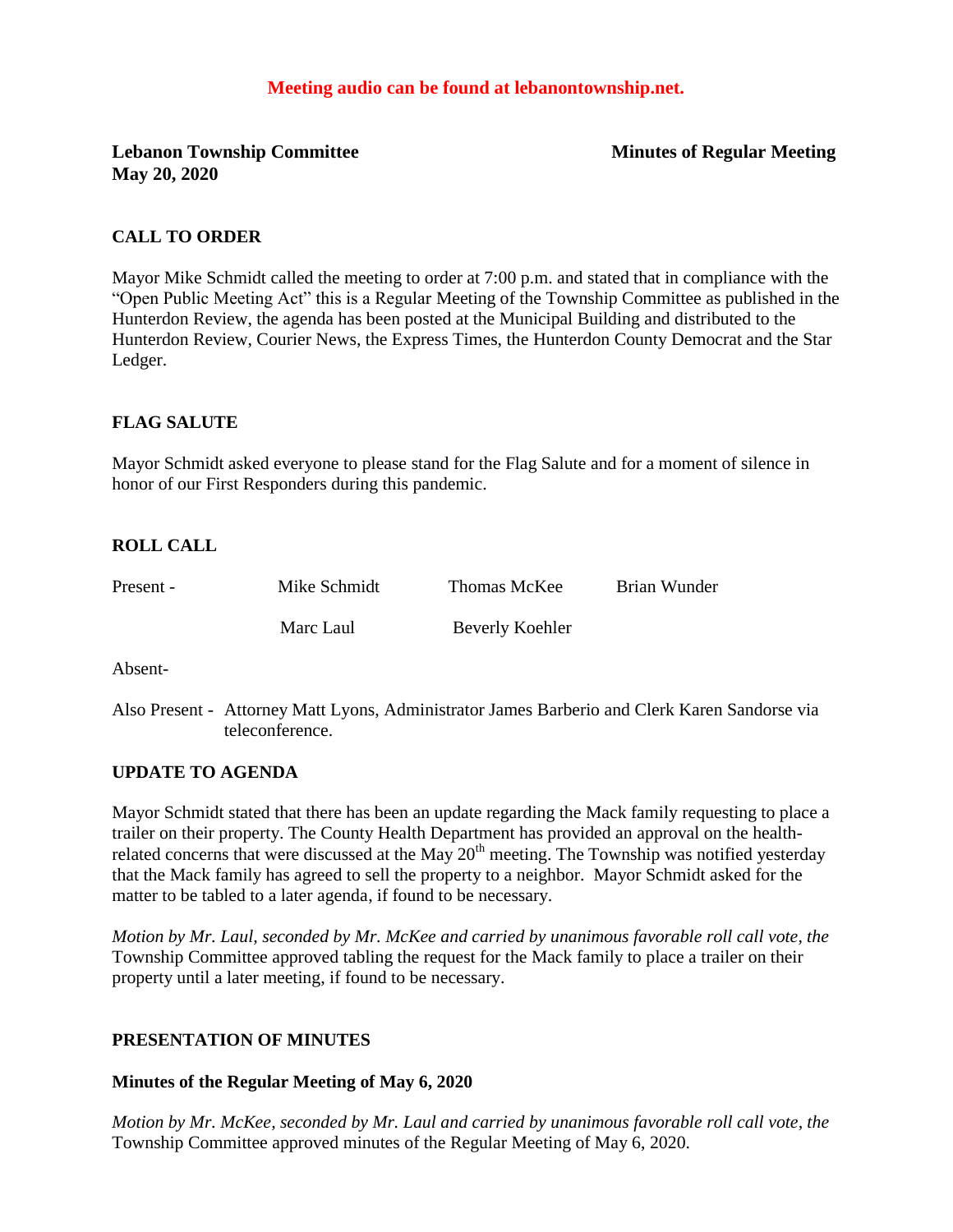**Meeting audio can be found at lebanontownship.net.**

**Lebanon Township Committee** **Minutes of Regular Meeting**
**May 20, 2020**

## CALL TO ORDER

Mayor Mike Schmidt called the meeting to order at 7:00 p.m. and stated that in compliance with the "Open Public Meeting Act" this is a Regular Meeting of the Township Committee as published in the Hunterdon Review, the agenda has been posted at the Municipal Building and distributed to the Hunterdon Review, Courier News, the Express Times, the Hunterdon County Democrat and the Star Ledger.

## FLAG SALUTE

Mayor Schmidt asked everyone to please stand for the Flag Salute and for a moment of silence in honor of our First Responders during this pandemic.

## ROLL CALL

| Present - | Mike Schmidt | Thomas McKee | Brian Wunder |
|---|---|---|---|
| | Marc Laul | Beverly Koehler | |

Absent-

Also Present - Attorney Matt Lyons, Administrator James Barberio and Clerk Karen Sandorse via teleconference.

## UPDATE TO AGENDA

Mayor Schmidt stated that there has been an update regarding the Mack family requesting to place a trailer on their property. The County Health Department has provided an approval on the health-related concerns that were discussed at the May 20th meeting. The Township was notified yesterday that the Mack family has agreed to sell the property to a neighbor. Mayor Schmidt asked for the matter to be tabled to a later agenda, if found to be necessary.

*Motion by Mr. Laul, seconded by Mr. McKee and carried by unanimous favorable roll call vote, the* Township Committee approved tabling the request for the Mack family to place a trailer on their property until a later meeting, if found to be necessary.

## PRESENTATION OF MINUTES

### Minutes of the Regular Meeting of May 6, 2020

*Motion by Mr. McKee, seconded by Mr. Laul and carried by unanimous favorable roll call vote, the* Township Committee approved minutes of the Regular Meeting of May 6, 2020.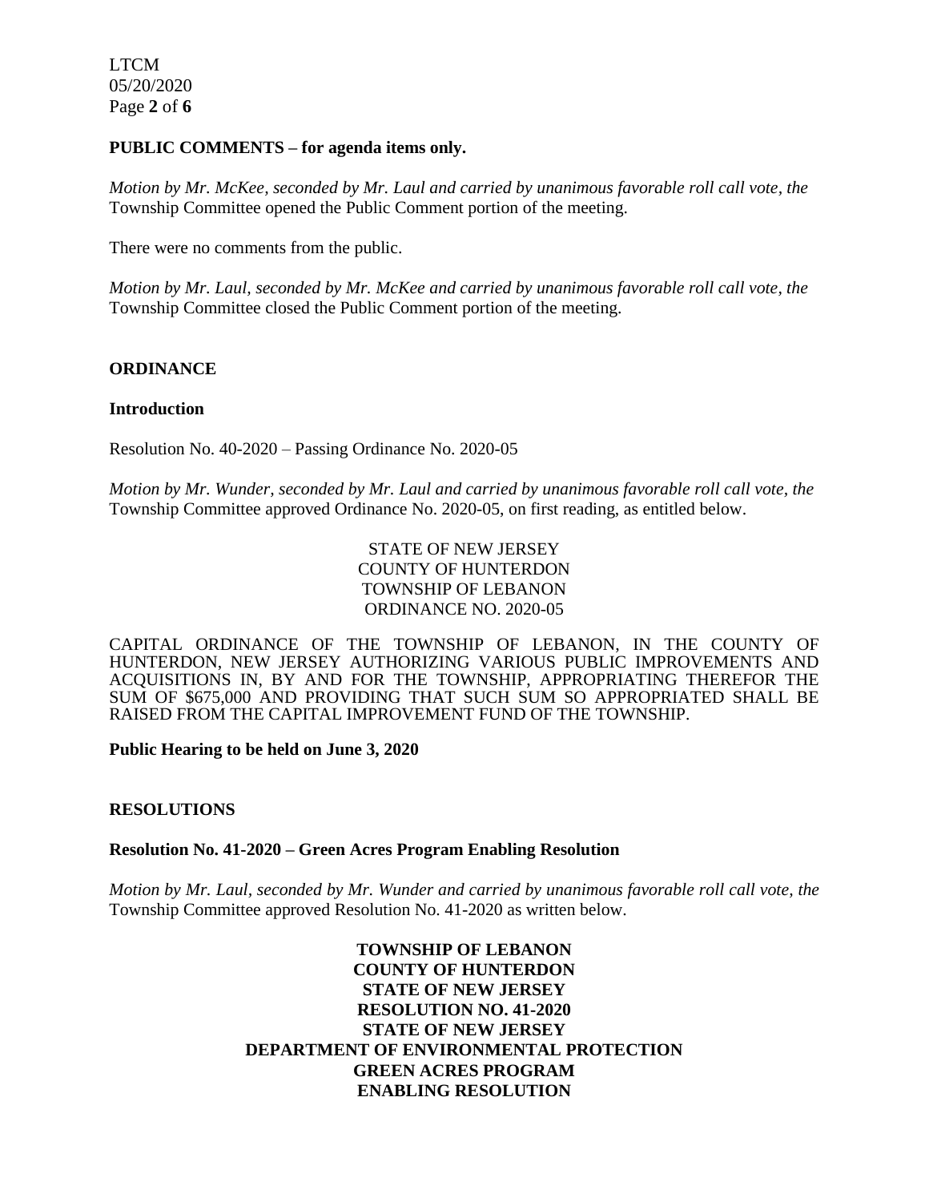**PUBLIC COMMENTS – for agenda items only.**

*Motion by Mr. McKee, seconded by Mr. Laul and carried by unanimous favorable roll call vote, the* Township Committee opened the Public Comment portion of the meeting.

There were no comments from the public.

*Motion by Mr. Laul, seconded by Mr. McKee and carried by unanimous favorable roll call vote, the* Township Committee closed the Public Comment portion of the meeting.

**ORDINANCE**

**Introduction**

Resolution No. 40-2020 – Passing Ordinance No. 2020-05

*Motion by Mr. Wunder, seconded by Mr. Laul and carried by unanimous favorable roll call vote, the* Township Committee approved Ordinance No. 2020-05, on first reading, as entitled below.

STATE OF NEW JERSEY
COUNTY OF HUNTERDON
TOWNSHIP OF LEBANON
ORDINANCE NO. 2020-05

CAPITAL ORDINANCE OF THE TOWNSHIP OF LEBANON, IN THE COUNTY OF HUNTERDON, NEW JERSEY AUTHORIZING VARIOUS PUBLIC IMPROVEMENTS AND ACQUISITIONS IN, BY AND FOR THE TOWNSHIP, APPROPRIATING THEREFOR THE SUM OF $675,000 AND PROVIDING THAT SUCH SUM SO APPROPRIATED SHALL BE RAISED FROM THE CAPITAL IMPROVEMENT FUND OF THE TOWNSHIP.

**Public Hearing to be held on June 3, 2020**

**RESOLUTIONS**

**Resolution No. 41-2020 – Green Acres Program Enabling Resolution**

*Motion by Mr. Laul, seconded by Mr. Wunder and carried by unanimous favorable roll call vote, the* Township Committee approved Resolution No. 41-2020 as written below.

**TOWNSHIP OF LEBANON**
**COUNTY OF HUNTERDON**
**STATE OF NEW JERSEY**
**RESOLUTION NO. 41-2020**
**STATE OF NEW JERSEY**
**DEPARTMENT OF ENVIRONMENTAL PROTECTION**
**GREEN ACRES PROGRAM**
**ENABLING RESOLUTION**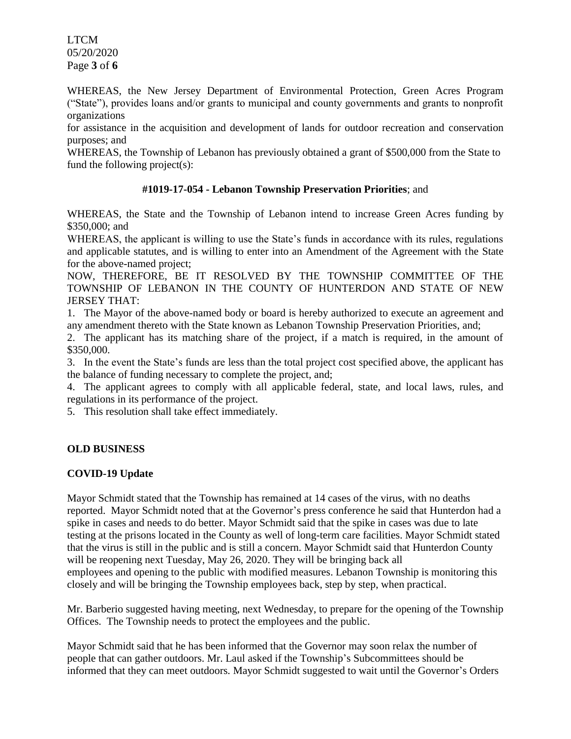WHEREAS, the New Jersey Department of Environmental Protection, Green Acres Program ("State"), provides loans and/or grants to municipal and county governments and grants to nonprofit organizations

for assistance in the acquisition and development of lands for outdoor recreation and conservation purposes; and

WHEREAS, the Township of Lebanon has previously obtained a grant of $500,000 from the State to fund the following project(s):

**#1019-17-054 - Lebanon Township Preservation Priorities**; and

WHEREAS, the State and the Township of Lebanon intend to increase Green Acres funding by $350,000; and

WHEREAS, the applicant is willing to use the State's funds in accordance with its rules, regulations and applicable statutes, and is willing to enter into an Amendment of the Agreement with the State for the above-named project;

NOW, THEREFORE, BE IT RESOLVED BY THE TOWNSHIP COMMITTEE OF THE TOWNSHIP OF LEBANON IN THE COUNTY OF HUNTERDON AND STATE OF NEW JERSEY THAT:

1. The Mayor of the above-named body or board is hereby authorized to execute an agreement and any amendment thereto with the State known as Lebanon Township Preservation Priorities, and;
2. The applicant has its matching share of the project, if a match is required, in the amount of $350,000.
3. In the event the State's funds are less than the total project cost specified above, the applicant has the balance of funding necessary to complete the project, and;
4. The applicant agrees to comply with all applicable federal, state, and local laws, rules, and regulations in its performance of the project.
5. This resolution shall take effect immediately.

## OLD BUSINESS

### COVID-19 Update

Mayor Schmidt stated that the Township has remained at 14 cases of the virus, with no deaths reported. Mayor Schmidt noted that at the Governor's press conference he said that Hunterdon had a spike in cases and needs to do better. Mayor Schmidt said that the spike in cases was due to late testing at the prisons located in the County as well of long-term care facilities. Mayor Schmidt stated that the virus is still in the public and is still a concern. Mayor Schmidt said that Hunterdon County will be reopening next Tuesday, May 26, 2020. They will be bringing back all employees and opening to the public with modified measures. Lebanon Township is monitoring this closely and will be bringing the Township employees back, step by step, when practical.

Mr. Barberio suggested having meeting, next Wednesday, to prepare for the opening of the Township Offices. The Township needs to protect the employees and the public.

Mayor Schmidt said that he has been informed that the Governor may soon relax the number of people that can gather outdoors. Mr. Laul asked if the Township's Subcommittees should be informed that they can meet outdoors. Mayor Schmidt suggested to wait until the Governor's Orders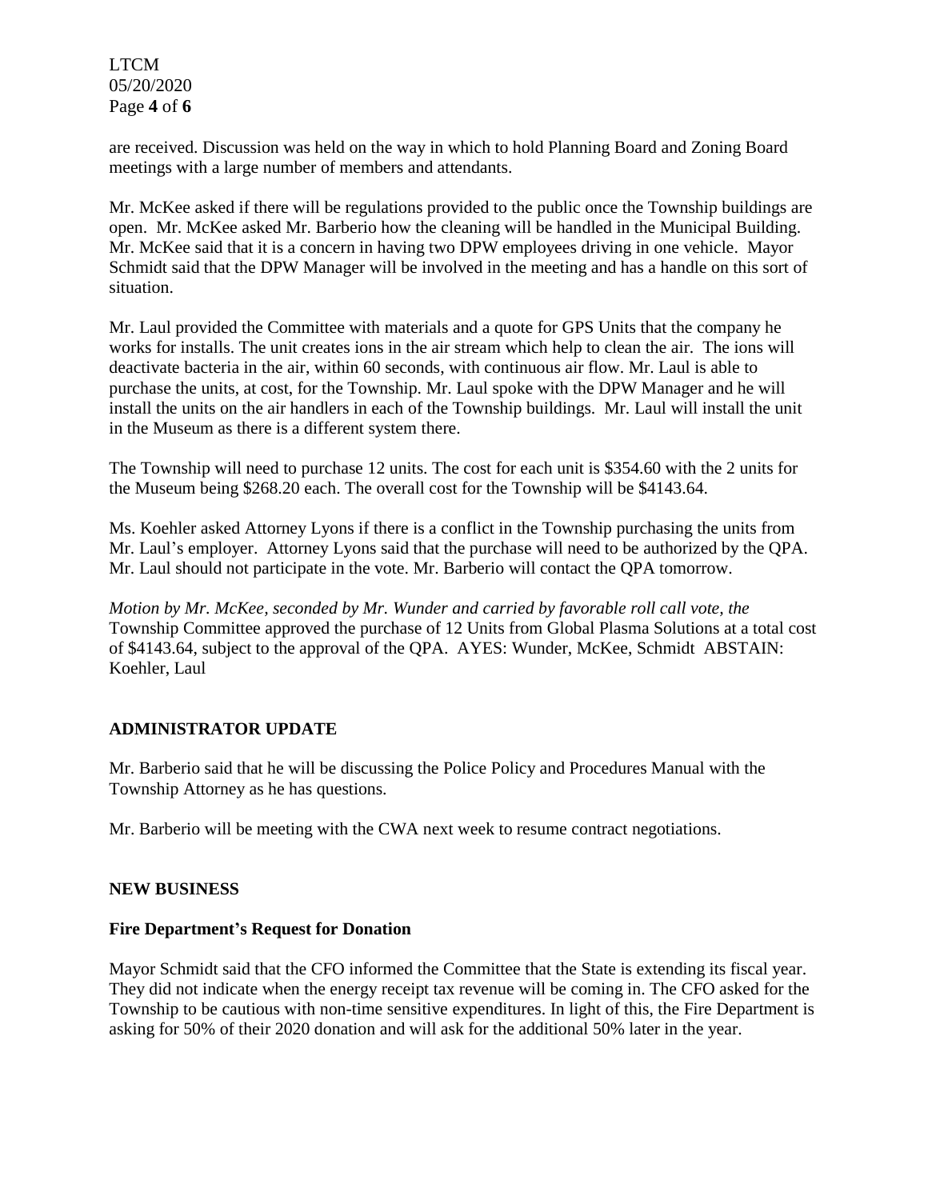are received. Discussion was held on the way in which to hold Planning Board and Zoning Board meetings with a large number of members and attendants.

Mr. McKee asked if there will be regulations provided to the public once the Township buildings are open. Mr. McKee asked Mr. Barberio how the cleaning will be handled in the Municipal Building. Mr. McKee said that it is a concern in having two DPW employees driving in one vehicle. Mayor Schmidt said that the DPW Manager will be involved in the meeting and has a handle on this sort of situation.

Mr. Laul provided the Committee with materials and a quote for GPS Units that the company he works for installs. The unit creates ions in the air stream which help to clean the air. The ions will deactivate bacteria in the air, within 60 seconds, with continuous air flow. Mr. Laul is able to purchase the units, at cost, for the Township. Mr. Laul spoke with the DPW Manager and he will install the units on the air handlers in each of the Township buildings. Mr. Laul will install the unit in the Museum as there is a different system there.

The Township will need to purchase 12 units. The cost for each unit is $354.60 with the 2 units for the Museum being $268.20 each. The overall cost for the Township will be $4143.64.

Ms. Koehler asked Attorney Lyons if there is a conflict in the Township purchasing the units from Mr. Laul's employer. Attorney Lyons said that the purchase will need to be authorized by the QPA. Mr. Laul should not participate in the vote. Mr. Barberio will contact the QPA tomorrow.

*Motion by Mr. McKee, seconded by Mr. Wunder and carried by favorable roll call vote, the* Township Committee approved the purchase of 12 Units from Global Plasma Solutions at a total cost of $4143.64, subject to the approval of the QPA. AYES: Wunder, McKee, Schmidt ABSTAIN: Koehler, Laul

## ADMINISTRATOR UPDATE

Mr. Barberio said that he will be discussing the Police Policy and Procedures Manual with the Township Attorney as he has questions.

Mr. Barberio will be meeting with the CWA next week to resume contract negotiations.

## NEW BUSINESS

### Fire Department's Request for Donation

Mayor Schmidt said that the CFO informed the Committee that the State is extending its fiscal year. They did not indicate when the energy receipt tax revenue will be coming in. The CFO asked for the Township to be cautious with non-time sensitive expenditures. In light of this, the Fire Department is asking for 50% of their 2020 donation and will ask for the additional 50% later in the year.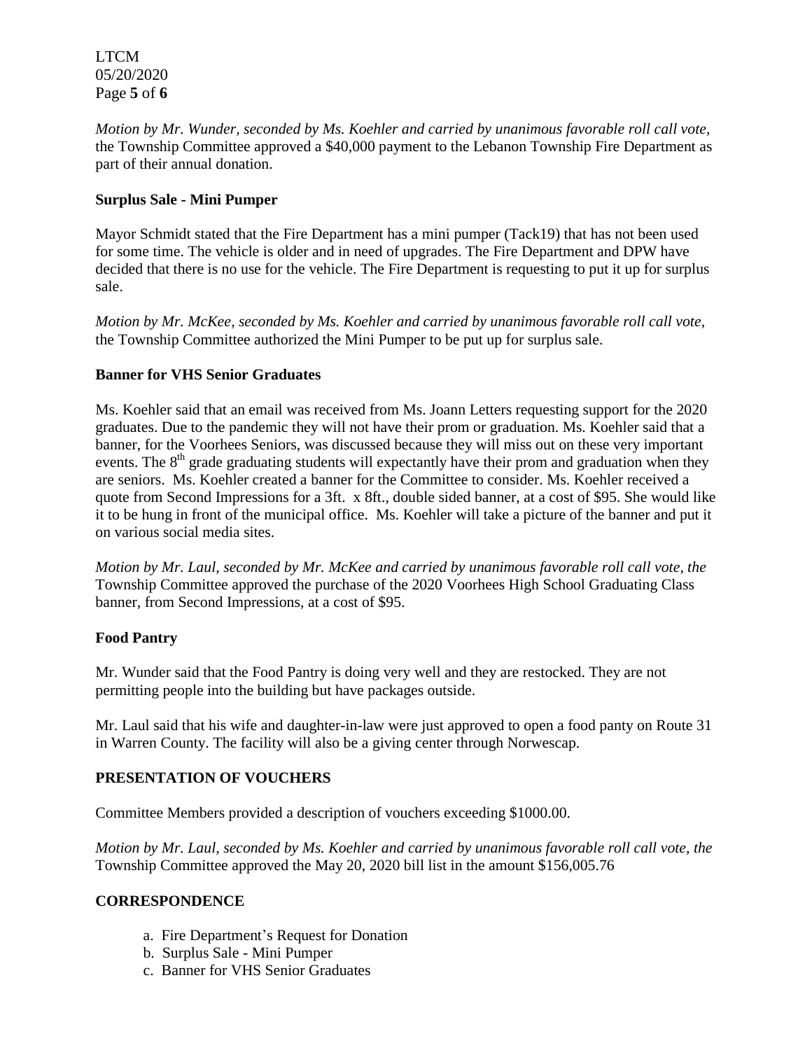*Motion by Mr. Wunder, seconded by Ms. Koehler and carried by unanimous favorable roll call vote,* the Township Committee approved a $40,000 payment to the Lebanon Township Fire Department as part of their annual donation.

**Surplus Sale - Mini Pumper**

Mayor Schmidt stated that the Fire Department has a mini pumper (Tack19) that has not been used for some time. The vehicle is older and in need of upgrades. The Fire Department and DPW have decided that there is no use for the vehicle. The Fire Department is requesting to put it up for surplus sale.

*Motion by Mr. McKee, seconded by Ms. Koehler and carried by unanimous favorable roll call vote,* the Township Committee authorized the Mini Pumper to be put up for surplus sale.

**Banner for VHS Senior Graduates**

Ms. Koehler said that an email was received from Ms. Joann Letters requesting support for the 2020 graduates. Due to the pandemic they will not have their prom or graduation. Ms. Koehler said that a banner, for the Voorhees Seniors, was discussed because they will miss out on these very important events. The 8th grade graduating students will expectantly have their prom and graduation when they are seniors. Ms. Koehler created a banner for the Committee to consider. Ms. Koehler received a quote from Second Impressions for a 3ft. x 8ft., double sided banner, at a cost of $95. She would like it to be hung in front of the municipal office. Ms. Koehler will take a picture of the banner and put it on various social media sites.

*Motion by Mr. Laul, seconded by Mr. McKee and carried by unanimous favorable roll call vote, the* Township Committee approved the purchase of the 2020 Voorhees High School Graduating Class banner, from Second Impressions, at a cost of $95.

**Food Pantry**

Mr. Wunder said that the Food Pantry is doing very well and they are restocked. They are not permitting people into the building but have packages outside.

Mr. Laul said that his wife and daughter-in-law were just approved to open a food panty on Route 31 in Warren County. The facility will also be a giving center through Norwescap.

## PRESENTATION OF VOUCHERS

Committee Members provided a description of vouchers exceeding $1000.00.

*Motion by Mr. Laul, seconded by Ms. Koehler and carried by unanimous favorable roll call vote, the* Township Committee approved the May 20, 2020 bill list in the amount $156,005.76

## CORRESPONDENCE

a. Fire Department's Request for Donation
b. Surplus Sale - Mini Pumper
c. Banner for VHS Senior Graduates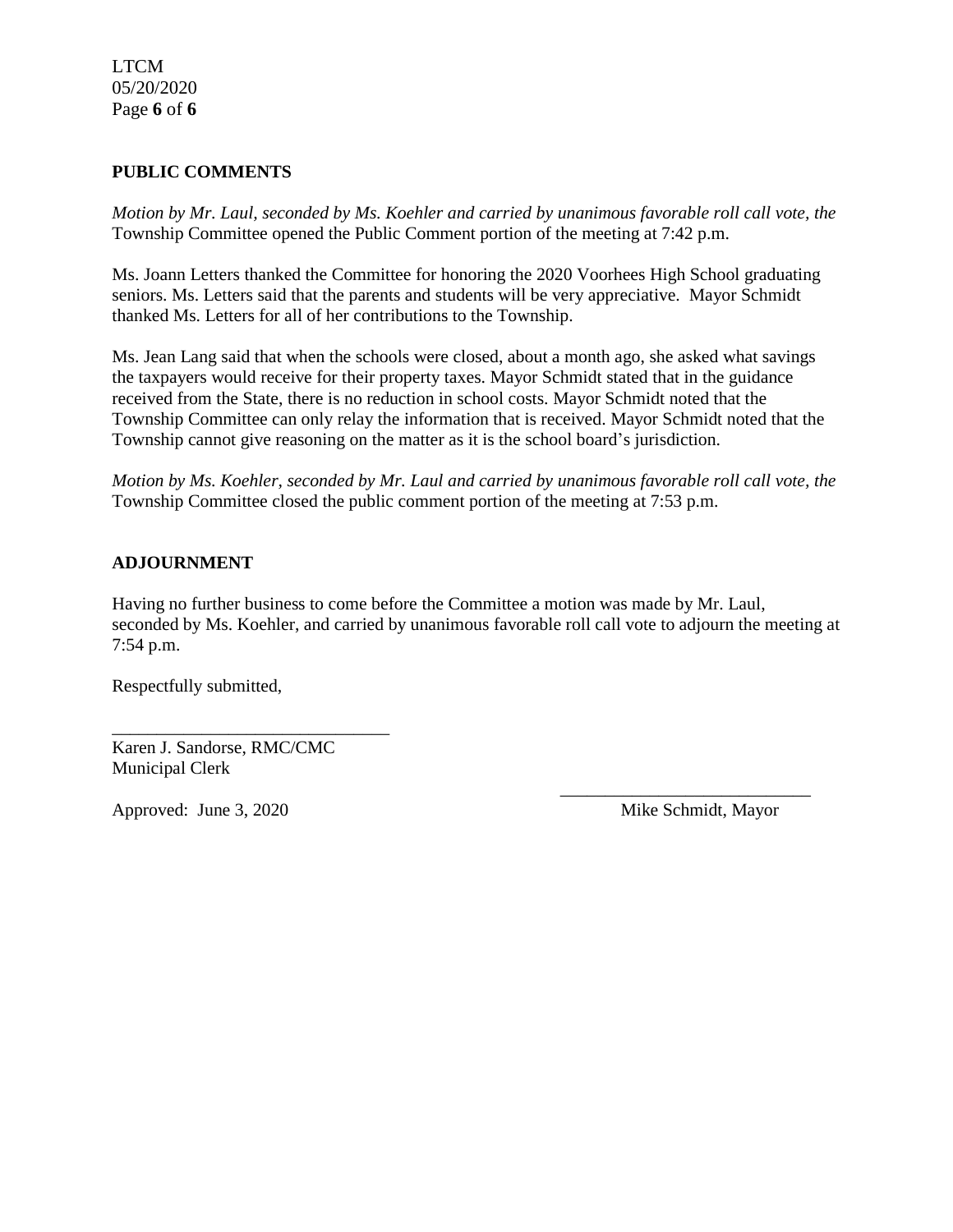**PUBLIC COMMENTS**

*Motion by Mr. Laul, seconded by Ms. Koehler and carried by unanimous favorable roll call vote, the* Township Committee opened the Public Comment portion of the meeting at 7:42 p.m.

Ms. Joann Letters thanked the Committee for honoring the 2020 Voorhees High School graduating seniors. Ms. Letters said that the parents and students will be very appreciative. Mayor Schmidt thanked Ms. Letters for all of her contributions to the Township.

Ms. Jean Lang said that when the schools were closed, about a month ago, she asked what savings the taxpayers would receive for their property taxes. Mayor Schmidt stated that in the guidance received from the State, there is no reduction in school costs. Mayor Schmidt noted that the Township Committee can only relay the information that is received. Mayor Schmidt noted that the Township cannot give reasoning on the matter as it is the school board's jurisdiction.

*Motion by Ms. Koehler, seconded by Mr. Laul and carried by unanimous favorable roll call vote, the* Township Committee closed the public comment portion of the meeting at 7:53 p.m.

**ADJOURNMENT**

Having no further business to come before the Committee a motion was made by Mr. Laul, seconded by Ms. Koehler, and carried by unanimous favorable roll call vote to adjourn the meeting at 7:54 p.m.

Respectfully submitted,

_______________________________
Karen J. Sandorse, RMC/CMC
Municipal Clerk

Approved: June 3, 2020

_______________________________
Mike Schmidt, Mayor